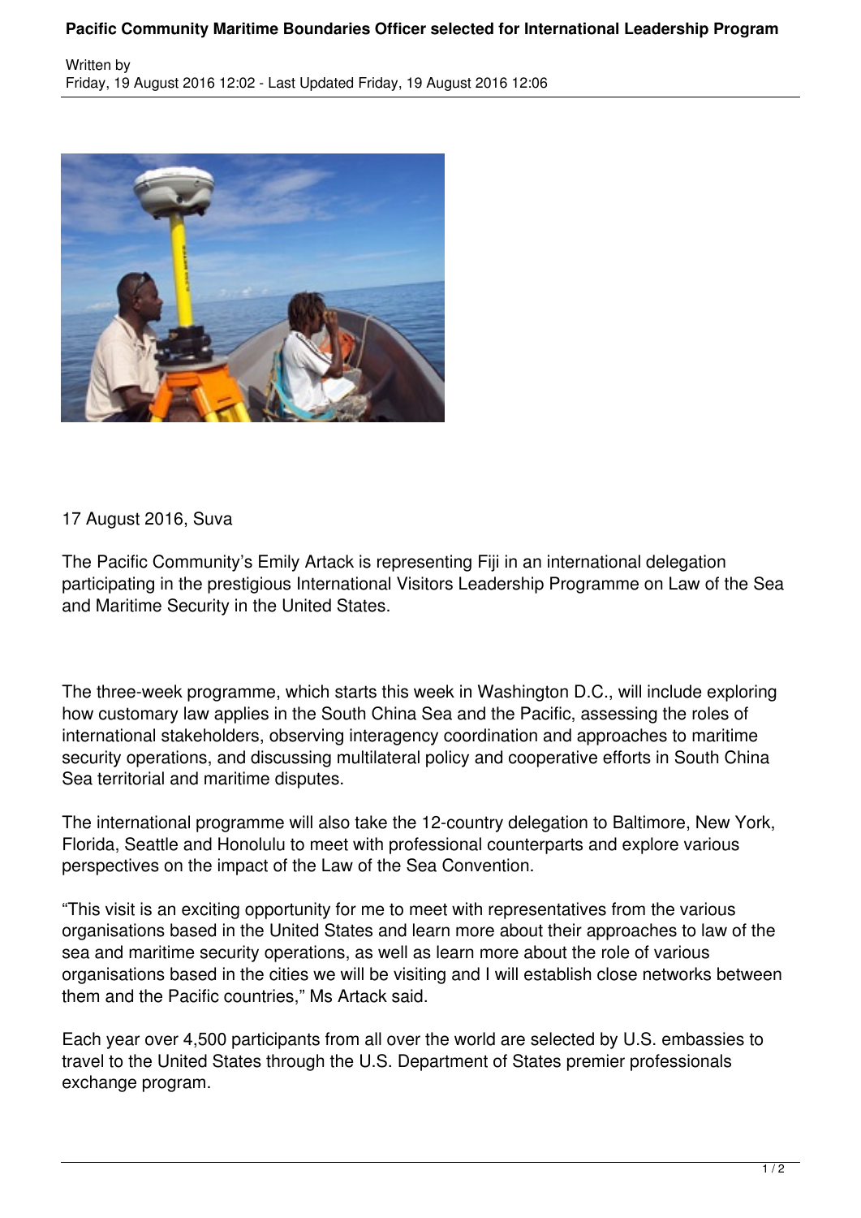# Pacific Community Maritime Boundaries Officer selected for International Leadership Program

Written by
Friday, 19 August 2016 12:02 - Last Updated Friday, 19 August 2016 12:06

17 August 2016, Suva

The Pacific Community's Emily Artack is representing Fiji in an international delegation participating in the prestigious International Visitors Leadership Programme on Law of the Sea and Maritime Security in the United States.

The three-week programme, which starts this week in Washington D.C., will include exploring how customary law applies in the South China Sea and the Pacific, assessing the roles of international stakeholders, observing interagency coordination and approaches to maritime security operations, and discussing multilateral policy and cooperative efforts in South China Sea territorial and maritime disputes.

The international programme will also take the 12-country delegation to Baltimore, New York, Florida, Seattle and Honolulu to meet with professional counterparts and explore various perspectives on the impact of the Law of the Sea Convention.

"This visit is an exciting opportunity for me to meet with representatives from the various organisations based in the United States and learn more about their approaches to law of the sea and maritime security operations, as well as learn more about the role of various organisations based in the cities we will be visiting and I will establish close networks between them and the Pacific countries," Ms Artack said.

Each year over 4,500 participants from all over the world are selected by U.S. embassies to travel to the United States through the U.S. Department of States premier professionals exchange program.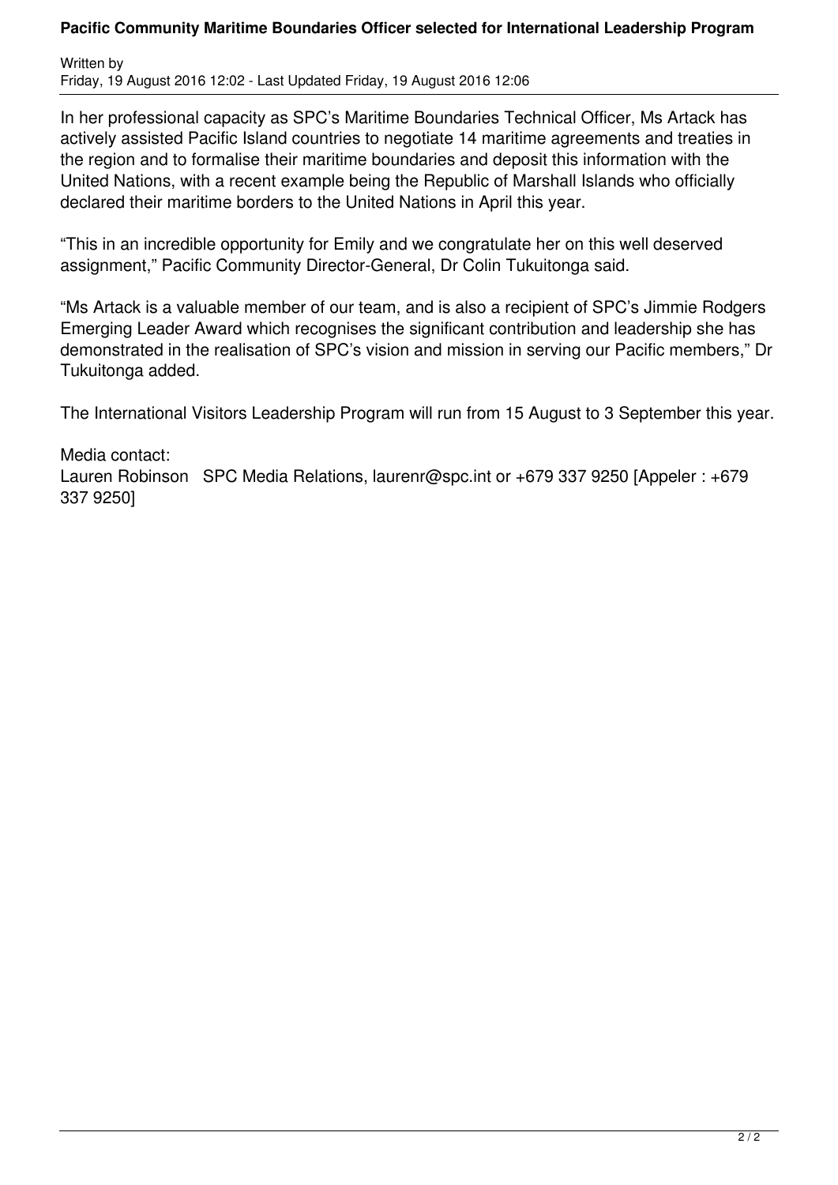In her professional capacity as SPC's Maritime Boundaries Technical Officer, Ms Artack has actively assisted Pacific Island countries to negotiate 14 maritime agreements and treaties in the region and to formalise their maritime boundaries and deposit this information with the United Nations, with a recent example being the Republic of Marshall Islands who officially declared their maritime borders to the United Nations in April this year.

"This in an incredible opportunity for Emily and we congratulate her on this well deserved assignment," Pacific Community Director-General, Dr Colin Tukuitonga said.

"Ms Artack is a valuable member of our team, and is also a recipient of SPC's Jimmie Rodgers Emerging Leader Award which recognises the significant contribution and leadership she has demonstrated in the realisation of SPC's vision and mission in serving our Pacific members," Dr Tukuitonga added.

The International Visitors Leadership Program will run from 15 August to 3 September this year.

Media contact:
Lauren Robinson SPC Media Relations, laurenr@spc.int or +679 337 9250 [Appeler : +679 337 9250]